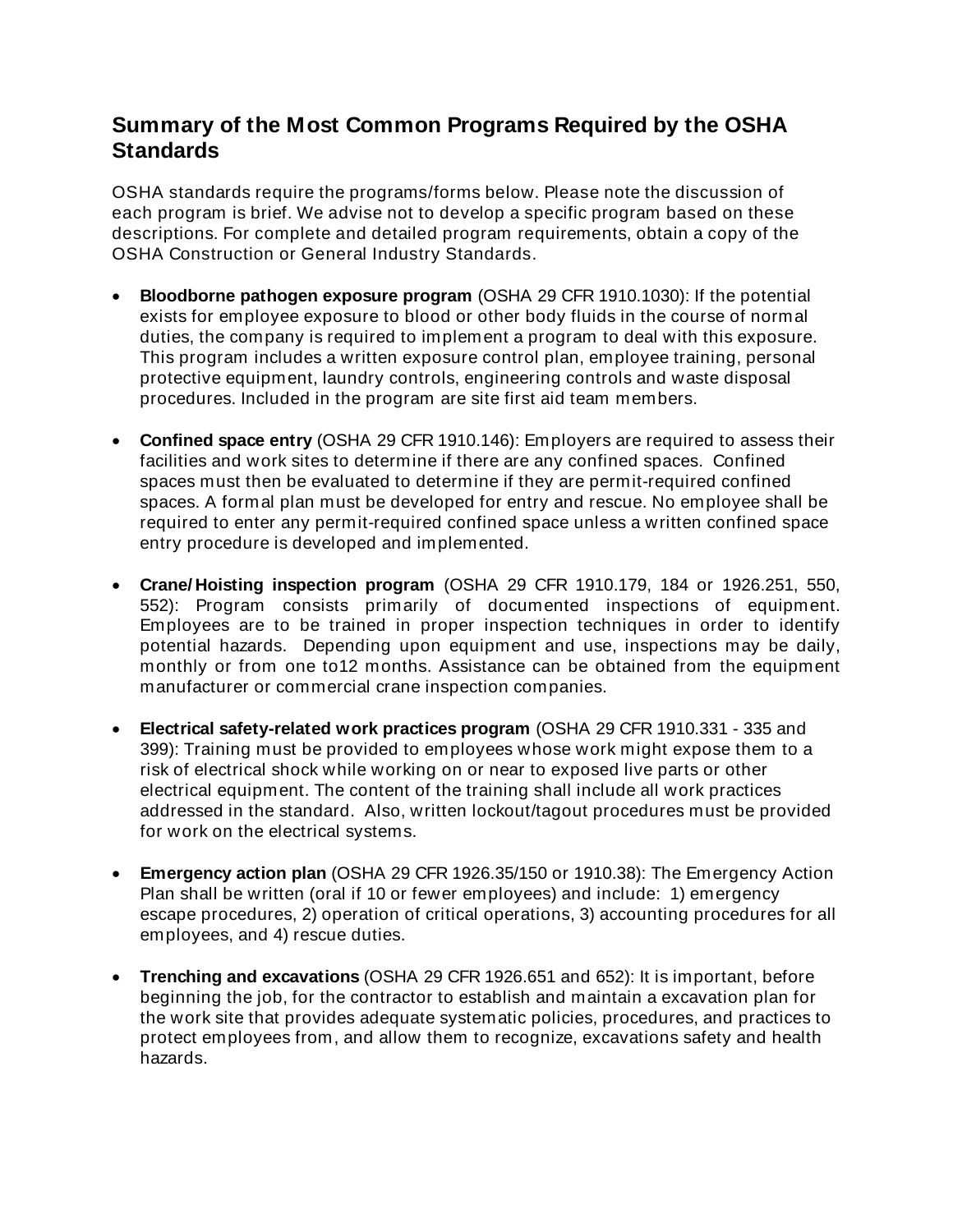## Summary of the Most Common Programs Required by the OSHA Standards

OSHA standards require the programs/forms below. Please note the discussion of each program is brief. We advise not to develop a specific program based on these descriptions. For complete and detailed program requirements, obtain a copy of the OSHA Construction or General Industry Standards.

- **Bloodborne pathogen exposure program** (OSHA 29 CFR 1910.1030): If the potential exists for employee exposure to blood or other body fluids in the course of normal duties, the company is required to implement a program to deal with this exposure. This program includes a written exposure control plan, employee training, personal protective equipment, laundry controls, engineering controls and waste disposal procedures. Included in the program are site first aid team members.

- **Confined space entry** (OSHA 29 CFR 1910.146): Employers are required to assess their facilities and work sites to determine if there are any confined spaces. Confined spaces must then be evaluated to determine if they are permit-required confined spaces. A formal plan must be developed for entry and rescue. No employee shall be required to enter any permit-required confined space unless a written confined space entry procedure is developed and implemented.

- **Crane/Hoisting inspection program** (OSHA 29 CFR 1910.179, 184 or 1926.251, 550, 552): Program consists primarily of documented inspections of equipment. Employees are to be trained in proper inspection techniques in order to identify potential hazards. Depending upon equipment and use, inspections may be daily, monthly or from one to12 months. Assistance can be obtained from the equipment manufacturer or commercial crane inspection companies.

- **Electrical safety-related work practices program** (OSHA 29 CFR 1910.331 - 335 and 399): Training must be provided to employees whose work might expose them to a risk of electrical shock while working on or near to exposed live parts or other electrical equipment. The content of the training shall include all work practices addressed in the standard. Also, written lockout/tagout procedures must be provided for work on the electrical systems.

- **Emergency action plan** (OSHA 29 CFR 1926.35/150 or 1910.38): The Emergency Action Plan shall be written (oral if 10 or fewer employees) and include: 1) emergency escape procedures, 2) operation of critical operations, 3) accounting procedures for all employees, and 4) rescue duties.

- **Trenching and excavations** (OSHA 29 CFR 1926.651 and 652): It is important, before beginning the job, for the contractor to establish and maintain a excavation plan for the work site that provides adequate systematic policies, procedures, and practices to protect employees from, and allow them to recognize, excavations safety and health hazards.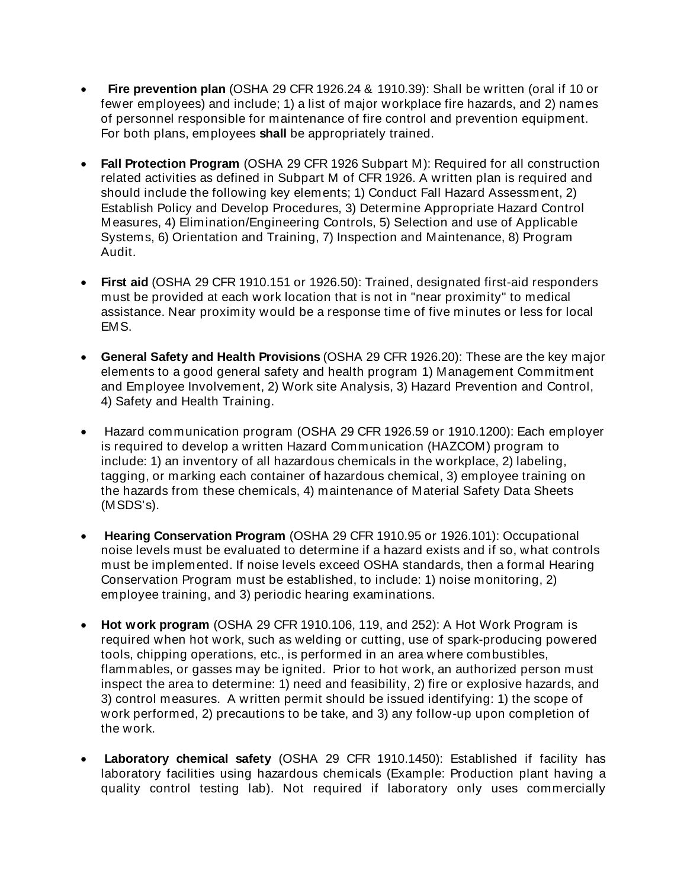- **Fire prevention plan** (OSHA 29 CFR 1926.24 & 1910.39): Shall be written (oral if 10 or fewer employees) and include; 1) a list of major workplace fire hazards, and 2) names of personnel responsible for maintenance of fire control and prevention equipment. For both plans, employees **shall** be appropriately trained.

- **Fall Protection Program** (OSHA 29 CFR 1926 Subpart M): Required for all construction related activities as defined in Subpart M of CFR 1926. A written plan is required and should include the following key elements; 1) Conduct Fall Hazard Assessment, 2) Establish Policy and Develop Procedures, 3) Determine Appropriate Hazard Control Measures, 4) Elimination/Engineering Controls, 5) Selection and use of Applicable Systems, 6) Orientation and Training, 7) Inspection and Maintenance, 8) Program Audit.

- **First aid** (OSHA 29 CFR 1910.151 or 1926.50): Trained, designated first-aid responders must be provided at each work location that is not in "near proximity" to medical assistance. Near proximity would be a response time of five minutes or less for local EMS.

- **General Safety and Health Provisions** (OSHA 29 CFR 1926.20): These are the key major elements to a good general safety and health program 1) Management Commitment and Employee Involvement, 2) Work site Analysis, 3) Hazard Prevention and Control, 4) Safety and Health Training.

- Hazard communication program (OSHA 29 CFR 1926.59 or 1910.1200): Each employer is required to develop a written Hazard Communication (HAZCOM) program to include: 1) an inventory of all hazardous chemicals in the workplace, 2) labeling, tagging, or marking each container of hazardous chemical, 3) employee training on the hazards from these chemicals, 4) maintenance of Material Safety Data Sheets (MSDS's).

- **Hearing Conservation Program** (OSHA 29 CFR 1910.95 or 1926.101): Occupational noise levels must be evaluated to determine if a hazard exists and if so, what controls must be implemented. If noise levels exceed OSHA standards, then a formal Hearing Conservation Program must be established, to include: 1) noise monitoring, 2) employee training, and 3) periodic hearing examinations.

- **Hot work program** (OSHA 29 CFR 1910.106, 119, and 252): A Hot Work Program is required when hot work, such as welding or cutting, use of spark-producing powered tools, chipping operations, etc., is performed in an area where combustibles, flammables, or gasses may be ignited. Prior to hot work, an authorized person must inspect the area to determine: 1) need and feasibility, 2) fire or explosive hazards, and 3) control measures. A written permit should be issued identifying: 1) the scope of work performed, 2) precautions to be take, and 3) any follow-up upon completion of the work.

- **Laboratory chemical safety** (OSHA 29 CFR 1910.1450): Established if facility has laboratory facilities using hazardous chemicals (Example: Production plant having a quality control testing lab). Not required if laboratory only uses commercially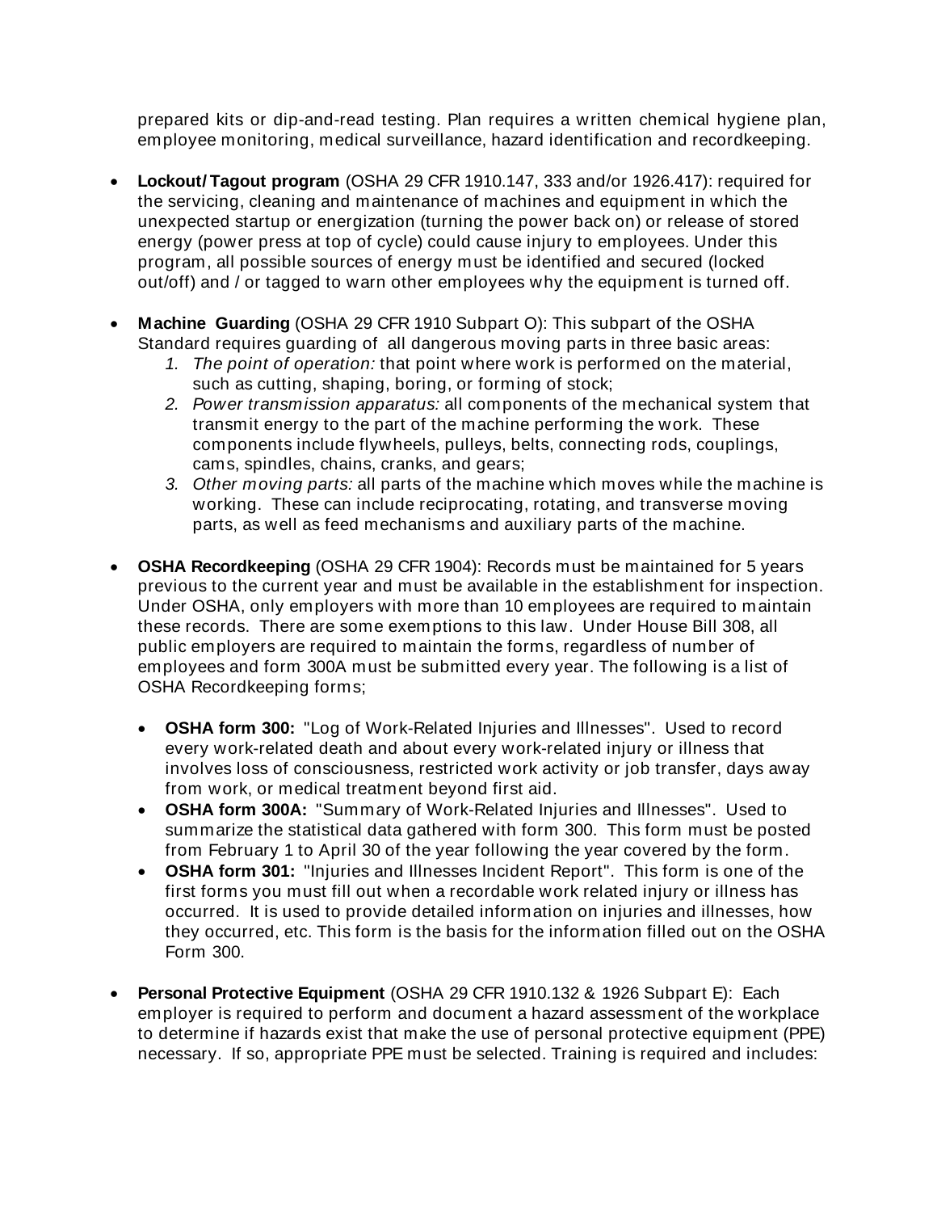prepared kits or dip-and-read testing. Plan requires a written chemical hygiene plan, employee monitoring, medical surveillance, hazard identification and recordkeeping.

- **Lockout/Tagout program** (OSHA 29 CFR 1910.147, 333 and/or 1926.417): required for the servicing, cleaning and maintenance of machines and equipment in which the unexpected startup or energization (turning the power back on) or release of stored energy (power press at top of cycle) could cause injury to employees. Under this program, all possible sources of energy must be identified and secured (locked out/off) and / or tagged to warn other employees why the equipment is turned off.

- **Machine Guarding** (OSHA 29 CFR 1910 Subpart O): This subpart of the OSHA Standard requires guarding of all dangerous moving parts in three basic areas:
  1. *The point of operation:* that point where work is performed on the material, such as cutting, shaping, boring, or forming of stock;
  2. *Power transmission apparatus:* all components of the mechanical system that transmit energy to the part of the machine performing the work. These components include flywheels, pulleys, belts, connecting rods, couplings, cams, spindles, chains, cranks, and gears;
  3. *Other moving parts:* all parts of the machine which moves while the machine is working. These can include reciprocating, rotating, and transverse moving parts, as well as feed mechanisms and auxiliary parts of the machine.

- **OSHA Recordkeeping** (OSHA 29 CFR 1904): Records must be maintained for 5 years previous to the current year and must be available in the establishment for inspection. Under OSHA, only employers with more than 10 employees are required to maintain these records. There are some exemptions to this law. Under House Bill 308, all public employers are required to maintain the forms, regardless of number of employees and form 300A must be submitted every year. The following is a list of OSHA Recordkeeping forms;

  - **OSHA form 300:** "Log of Work-Related Injuries and Illnesses". Used to record every work-related death and about every work-related injury or illness that involves loss of consciousness, restricted work activity or job transfer, days away from work, or medical treatment beyond first aid.
  - **OSHA form 300A:** "Summary of Work-Related Injuries and Illnesses". Used to summarize the statistical data gathered with form 300. This form must be posted from February 1 to April 30 of the year following the year covered by the form.
  - **OSHA form 301:** "Injuries and Illnesses Incident Report". This form is one of the first forms you must fill out when a recordable work related injury or illness has occurred. It is used to provide detailed information on injuries and illnesses, how they occurred, etc. This form is the basis for the information filled out on the OSHA Form 300.

- **Personal Protective Equipment** (OSHA 29 CFR 1910.132 & 1926 Subpart E): Each employer is required to perform and document a hazard assessment of the workplace to determine if hazards exist that make the use of personal protective equipment (PPE) necessary. If so, appropriate PPE must be selected. Training is required and includes: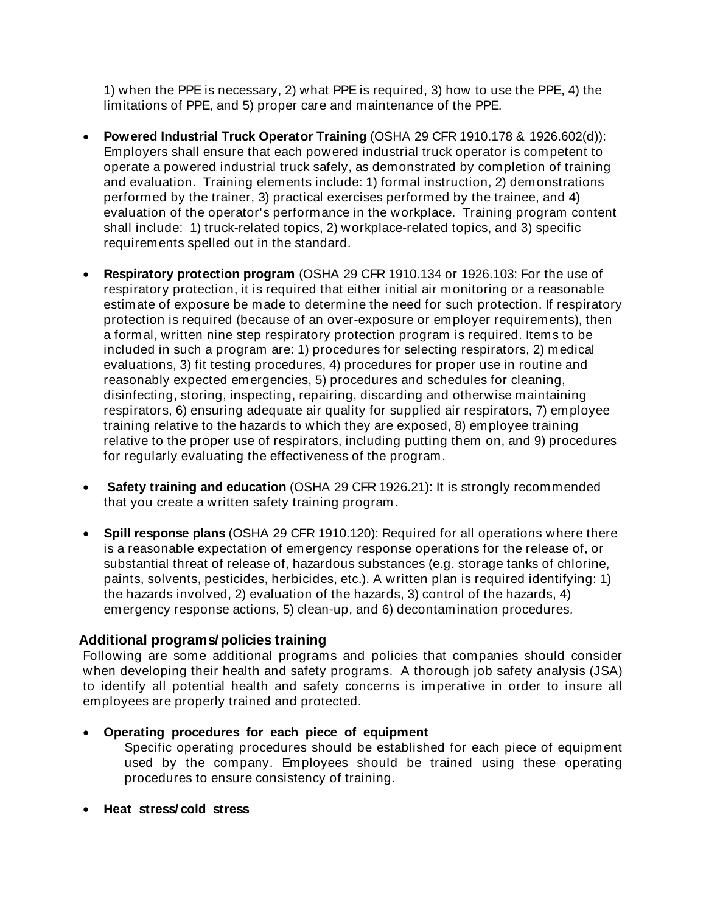1) when the PPE is necessary, 2) what PPE is required, 3) how to use the PPE, 4) the limitations of PPE, and 5) proper care and maintenance of the PPE.

- **Powered Industrial Truck Operator Training** (OSHA 29 CFR 1910.178 & 1926.602(d)): Employers shall ensure that each powered industrial truck operator is competent to operate a powered industrial truck safely, as demonstrated by completion of training and evaluation. Training elements include: 1) formal instruction, 2) demonstrations performed by the trainer, 3) practical exercises performed by the trainee, and 4) evaluation of the operator's performance in the workplace. Training program content shall include: 1) truck-related topics, 2) workplace-related topics, and 3) specific requirements spelled out in the standard.

- **Respiratory protection program** (OSHA 29 CFR 1910.134 or 1926.103: For the use of respiratory protection, it is required that either initial air monitoring or a reasonable estimate of exposure be made to determine the need for such protection. If respiratory protection is required (because of an over-exposure or employer requirements), then a formal, written nine step respiratory protection program is required. Items to be included in such a program are: 1) procedures for selecting respirators, 2) medical evaluations, 3) fit testing procedures, 4) procedures for proper use in routine and reasonably expected emergencies, 5) procedures and schedules for cleaning, disinfecting, storing, inspecting, repairing, discarding and otherwise maintaining respirators, 6) ensuring adequate air quality for supplied air respirators, 7) employee training relative to the hazards to which they are exposed, 8) employee training relative to the proper use of respirators, including putting them on, and 9) procedures for regularly evaluating the effectiveness of the program.

- **Safety training and education** (OSHA 29 CFR 1926.21): It is strongly recommended that you create a written safety training program.

- **Spill response plans** (OSHA 29 CFR 1910.120): Required for all operations where there is a reasonable expectation of emergency response operations for the release of, or substantial threat of release of, hazardous substances (e.g. storage tanks of chlorine, paints, solvents, pesticides, herbicides, etc.). A written plan is required identifying: 1) the hazards involved, 2) evaluation of the hazards, 3) control of the hazards, 4) emergency response actions, 5) clean-up, and 6) decontamination procedures.

## Additional programs/policies training

Following are some additional programs and policies that companies should consider when developing their health and safety programs. A thorough job safety analysis (JSA) to identify all potential health and safety concerns is imperative in order to insure all employees are properly trained and protected.

- **Operating procedures for each piece of equipment**

  Specific operating procedures should be established for each piece of equipment used by the company. Employees should be trained using these operating procedures to ensure consistency of training.

- **Heat stress/cold stress**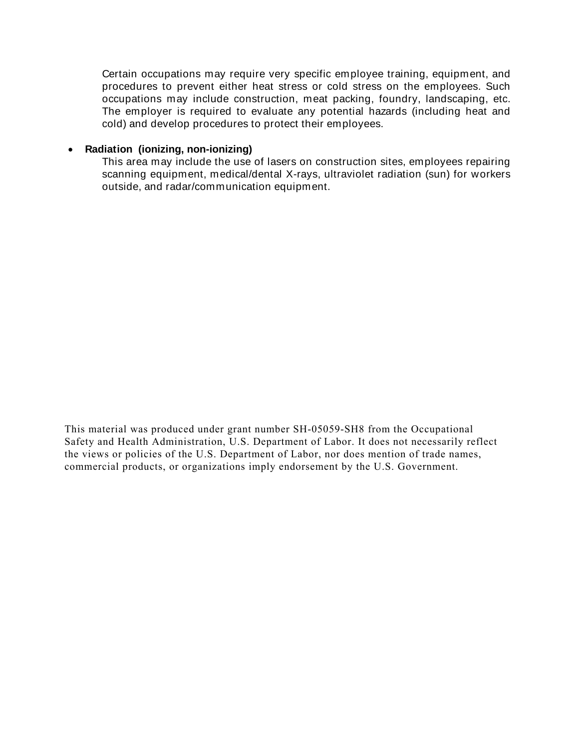Certain occupations may require very specific employee training, equipment, and procedures to prevent either heat stress or cold stress on the employees. Such occupations may include construction, meat packing, foundry, landscaping, etc. The employer is required to evaluate any potential hazards (including heat and cold) and develop procedures to protect their employees.

- **Radiation (ionizing, non-ionizing)**
  This area may include the use of lasers on construction sites, employees repairing scanning equipment, medical/dental X-rays, ultraviolet radiation (sun) for workers outside, and radar/communication equipment.

This material was produced under grant number SH-05059-SH8 from the Occupational Safety and Health Administration, U.S. Department of Labor. It does not necessarily reflect the views or policies of the U.S. Department of Labor, nor does mention of trade names, commercial products, or organizations imply endorsement by the U.S. Government.